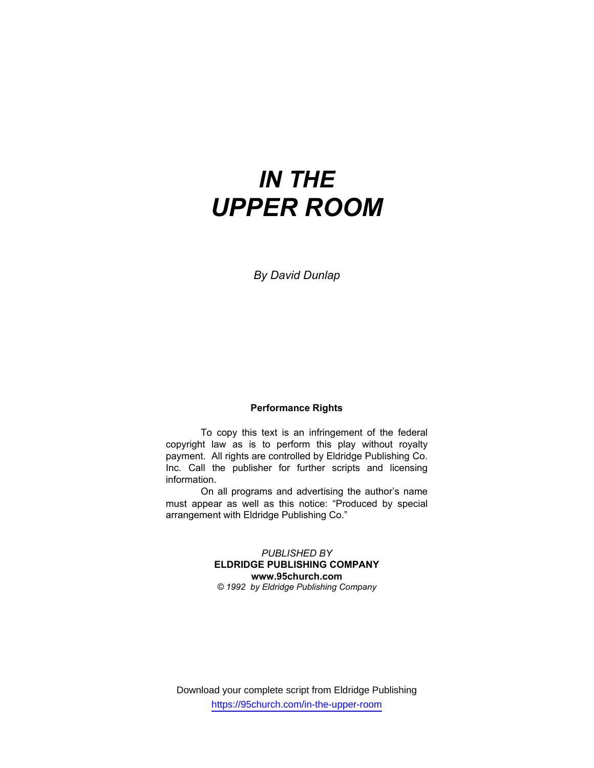# *IN THE UPPER ROOM*

*By David Dunlap*

**Performance Rights**

To copy this text is an infringement of the federal copyright law as is to perform this play without royalty payment. All rights are controlled by Eldridge Publishing Co. Inc. Call the publisher for further scripts and licensing information.

On all programs and advertising the author's name must appear as well as this notice: "Produced by special arrangement with Eldridge Publishing Co."

*PUBLISHED BY*
**ELDRIDGE PUBLISHING COMPANY**
**www.95church.com**
*© 1992 by Eldridge Publishing Company*

Download your complete script from Eldridge Publishing
https://95church.com/in-the-upper-room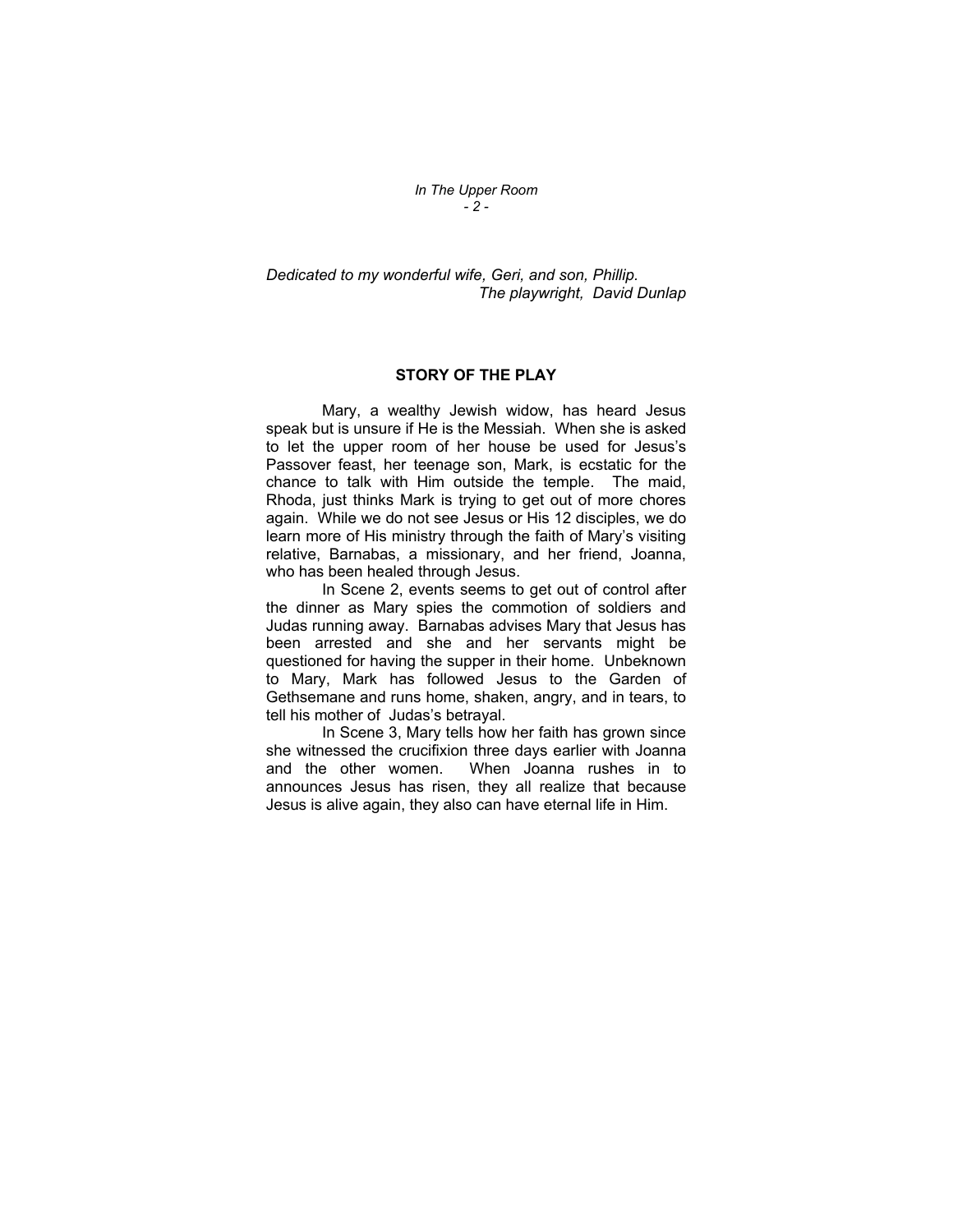*Dedicated to my wonderful wife, Geri, and son, Phillip.*
*The playwright, David Dunlap*

## STORY OF THE PLAY

Mary, a wealthy Jewish widow, has heard Jesus speak but is unsure if He is the Messiah. When she is asked to let the upper room of her house be used for Jesus's Passover feast, her teenage son, Mark, is ecstatic for the chance to talk with Him outside the temple. The maid, Rhoda, just thinks Mark is trying to get out of more chores again. While we do not see Jesus or His 12 disciples, we do learn more of His ministry through the faith of Mary's visiting relative, Barnabas, a missionary, and her friend, Joanna, who has been healed through Jesus.

In Scene 2, events seems to get out of control after the dinner as Mary spies the commotion of soldiers and Judas running away. Barnabas advises Mary that Jesus has been arrested and she and her servants might be questioned for having the supper in their home. Unbeknown to Mary, Mark has followed Jesus to the Garden of Gethsemane and runs home, shaken, angry, and in tears, to tell his mother of Judas's betrayal.

In Scene 3, Mary tells how her faith has grown since she witnessed the crucifixion three days earlier with Joanna and the other women. When Joanna rushes in to announces Jesus has risen, they all realize that because Jesus is alive again, they also can have eternal life in Him.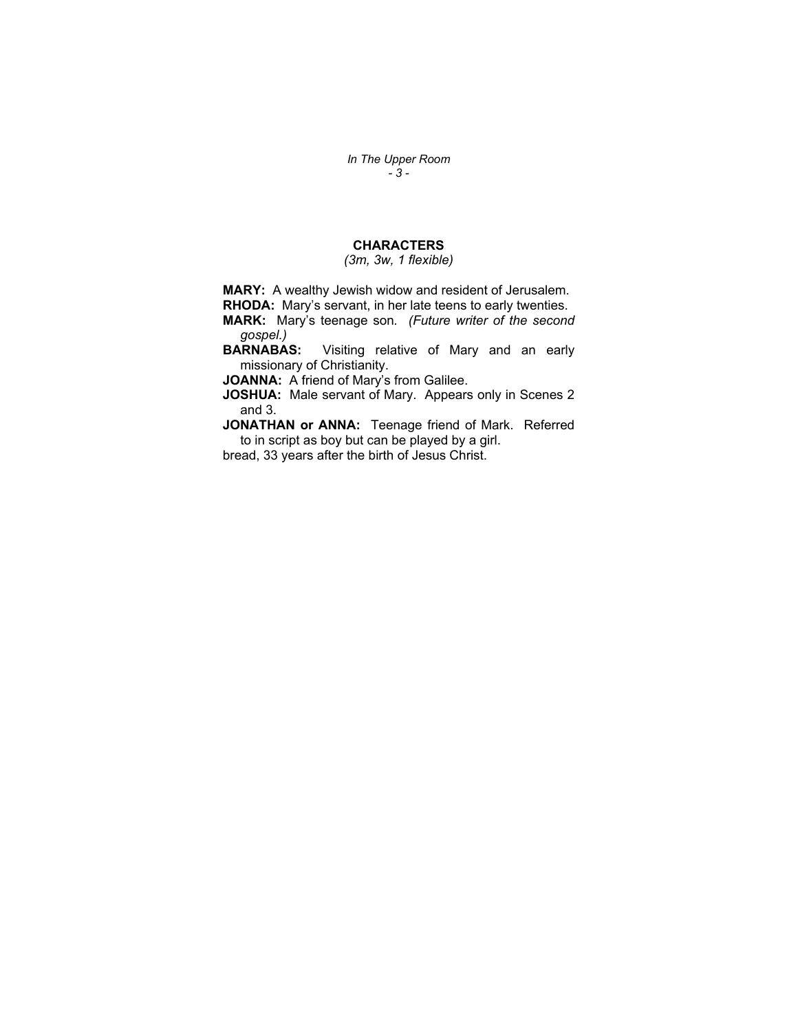## CHARACTERS

*(3m, 3w, 1 flexible)*

**MARY:** A wealthy Jewish widow and resident of Jerusalem.
**RHODA:** Mary's servant, in her late teens to early twenties.
**MARK:** Mary's teenage son. *(Future writer of the second gospel.)*
**BARNABAS:** Visiting relative of Mary and an early missionary of Christianity.
**JOANNA:** A friend of Mary's from Galilee.
**JOSHUA:** Male servant of Mary. Appears only in Scenes 2 and 3.
**JONATHAN or ANNA:** Teenage friend of Mark. Referred to in script as boy but can be played by a girl.
bread, 33 years after the birth of Jesus Christ.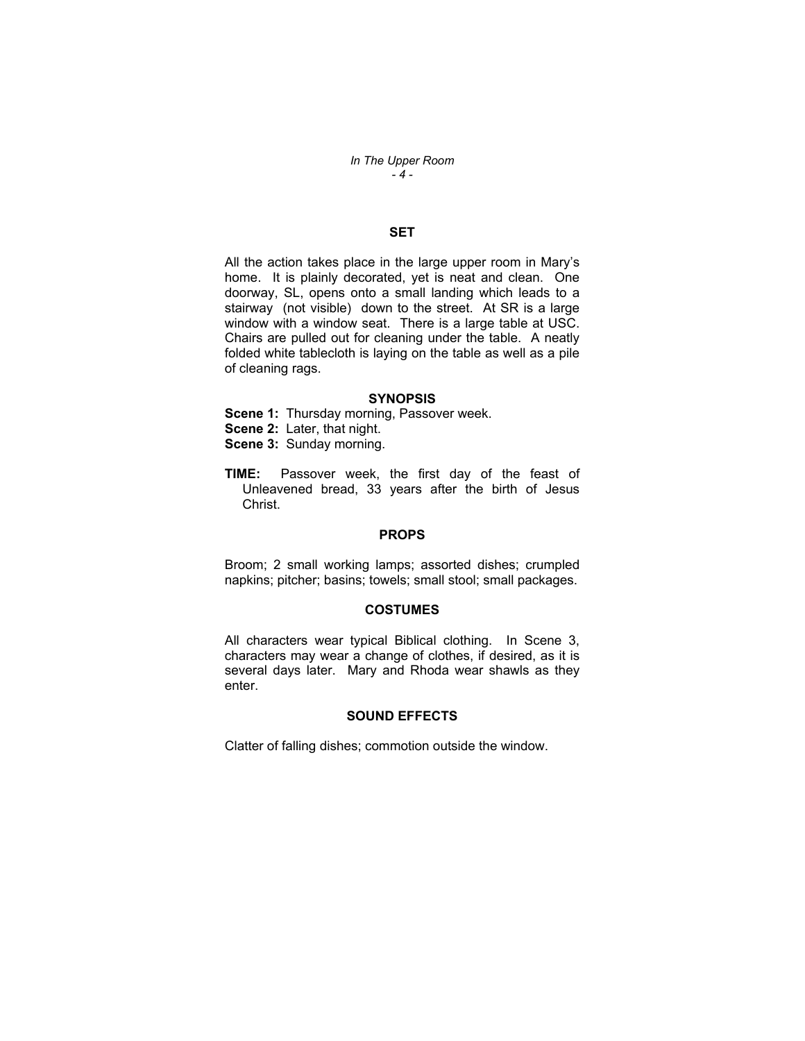## SET

All the action takes place in the large upper room in Mary's home. It is plainly decorated, yet is neat and clean. One doorway, SL, opens onto a small landing which leads to a stairway (not visible) down to the street. At SR is a large window with a window seat. There is a large table at USC. Chairs are pulled out for cleaning under the table. A neatly folded white tablecloth is laying on the table as well as a pile of cleaning rags.

## SYNOPSIS

**Scene 1:** Thursday morning, Passover week.
**Scene 2:** Later, that night.
**Scene 3:** Sunday morning.

**TIME:** Passover week, the first day of the feast of Unleavened bread, 33 years after the birth of Jesus Christ.

## PROPS

Broom; 2 small working lamps; assorted dishes; crumpled napkins; pitcher; basins; towels; small stool; small packages.

## COSTUMES

All characters wear typical Biblical clothing. In Scene 3, characters may wear a change of clothes, if desired, as it is several days later. Mary and Rhoda wear shawls as they enter.

## SOUND EFFECTS

Clatter of falling dishes; commotion outside the window.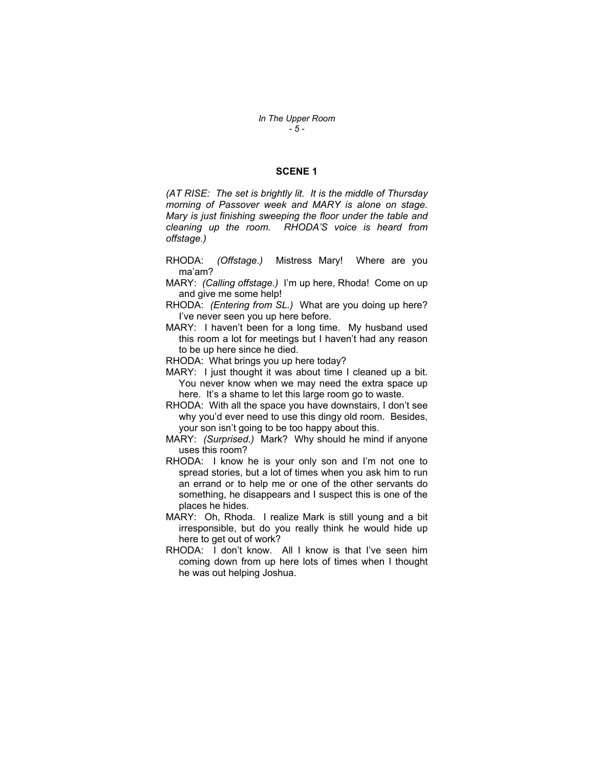## SCENE 1

*(AT RISE: The set is brightly lit. It is the middle of Thursday morning of Passover week and MARY is alone on stage. Mary is just finishing sweeping the floor under the table and cleaning up the room. RHODA'S voice is heard from offstage.)*

RHODA: *(Offstage.)* Mistress Mary! Where are you ma'am?

MARY: *(Calling offstage.)* I'm up here, Rhoda! Come on up and give me some help!

RHODA: *(Entering from SL.)* What are you doing up here? I've never seen you up here before.

MARY: I haven't been for a long time. My husband used this room a lot for meetings but I haven't had any reason to be up here since he died.

RHODA: What brings you up here today?

MARY: I just thought it was about time I cleaned up a bit. You never know when we may need the extra space up here. It's a shame to let this large room go to waste.

RHODA: With all the space you have downstairs, I don't see why you'd ever need to use this dingy old room. Besides, your son isn't going to be too happy about this.

MARY: *(Surprised.)* Mark? Why should he mind if anyone uses this room?

RHODA: I know he is your only son and I'm not one to spread stories, but a lot of times when you ask him to run an errand or to help me or one of the other servants do something, he disappears and I suspect this is one of the places he hides.

MARY: Oh, Rhoda. I realize Mark is still young and a bit irresponsible, but do you really think he would hide up here to get out of work?

RHODA: I don't know. All I know is that I've seen him coming down from up here lots of times when I thought he was out helping Joshua.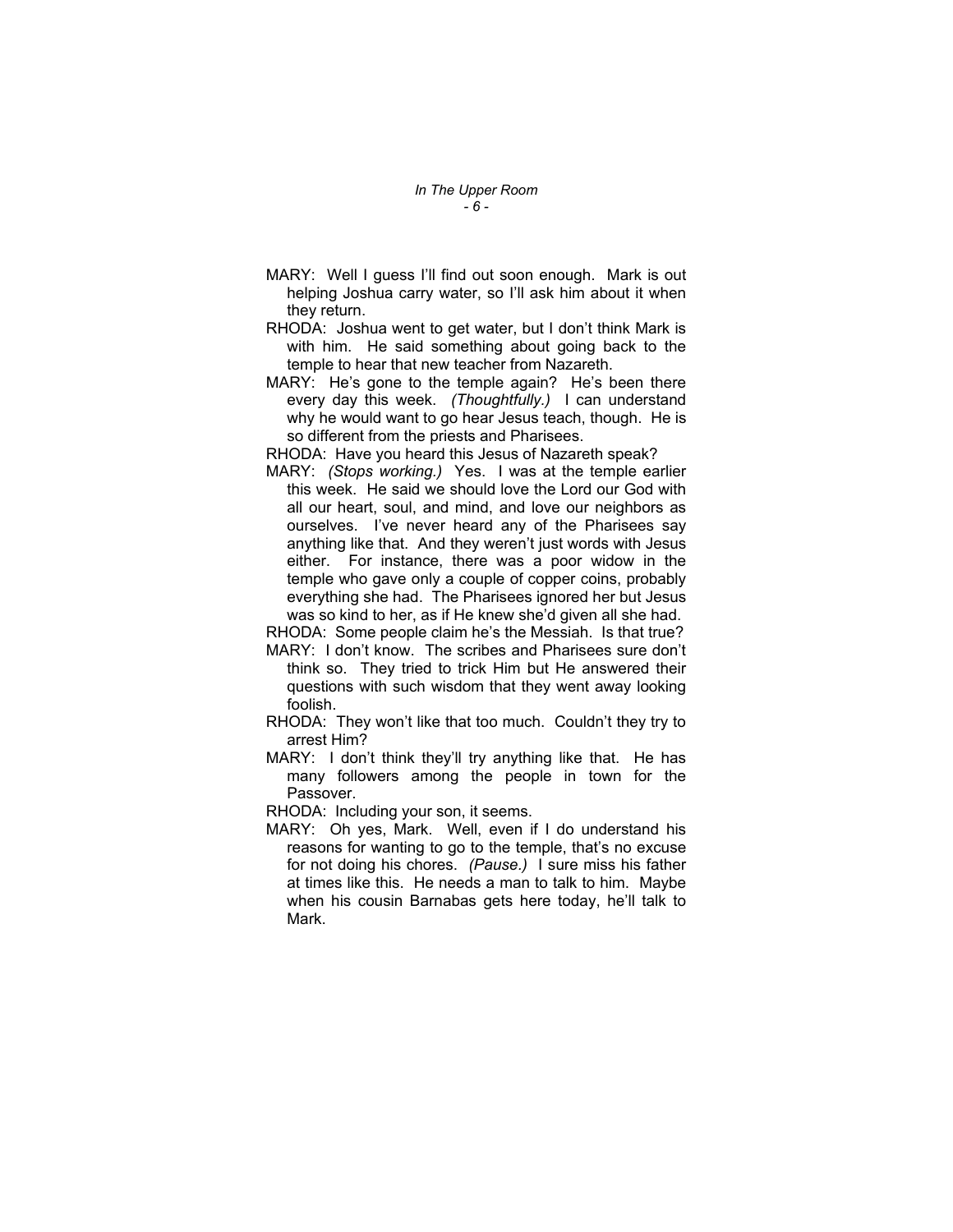MARY: Well I guess I'll find out soon enough. Mark is out helping Joshua carry water, so I'll ask him about it when they return.

RHODA: Joshua went to get water, but I don't think Mark is with him. He said something about going back to the temple to hear that new teacher from Nazareth.

MARY: He's gone to the temple again? He's been there every day this week. *(Thoughtfully.)* I can understand why he would want to go hear Jesus teach, though. He is so different from the priests and Pharisees.

RHODA: Have you heard this Jesus of Nazareth speak?

MARY: *(Stops working.)* Yes. I was at the temple earlier this week. He said we should love the Lord our God with all our heart, soul, and mind, and love our neighbors as ourselves. I've never heard any of the Pharisees say anything like that. And they weren't just words with Jesus either. For instance, there was a poor widow in the temple who gave only a couple of copper coins, probably everything she had. The Pharisees ignored her but Jesus was so kind to her, as if He knew she'd given all she had.

RHODA: Some people claim he's the Messiah. Is that true?

MARY: I don't know. The scribes and Pharisees sure don't think so. They tried to trick Him but He answered their questions with such wisdom that they went away looking foolish.

RHODA: They won't like that too much. Couldn't they try to arrest Him?

MARY: I don't think they'll try anything like that. He has many followers among the people in town for the Passover.

RHODA: Including your son, it seems.

MARY: Oh yes, Mark. Well, even if I do understand his reasons for wanting to go to the temple, that's no excuse for not doing his chores. *(Pause.)* I sure miss his father at times like this. He needs a man to talk to him. Maybe when his cousin Barnabas gets here today, he'll talk to Mark.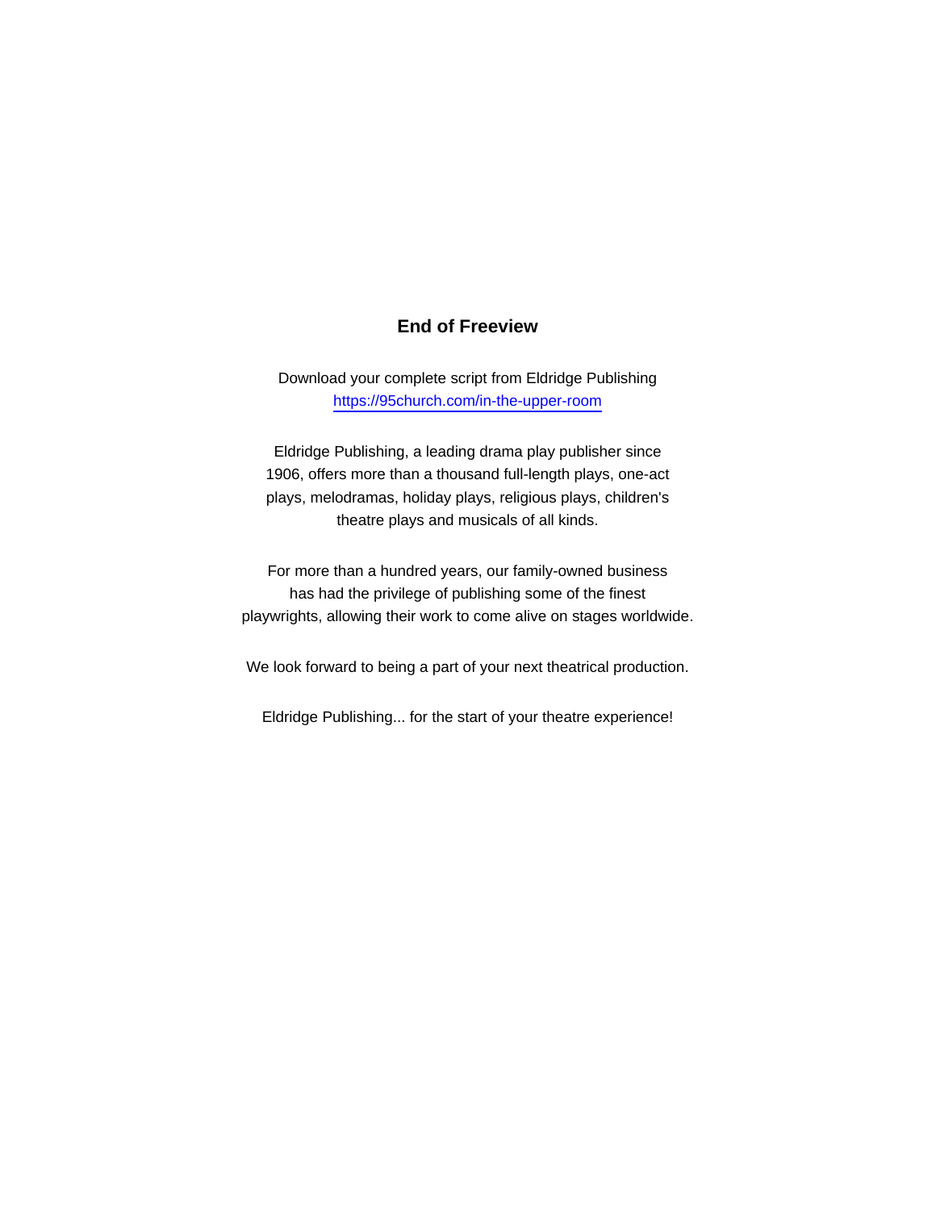**End of Freeview**

Download your complete script from Eldridge Publishing
https://95church.com/in-the-upper-room

Eldridge Publishing, a leading drama play publisher since 1906, offers more than a thousand full-length plays, one-act plays, melodramas, holiday plays, religious plays, children's theatre plays and musicals of all kinds.

For more than a hundred years, our family-owned business has had the privilege of publishing some of the finest playwrights, allowing their work to come alive on stages worldwide.

We look forward to being a part of your next theatrical production.

Eldridge Publishing... for the start of your theatre experience!